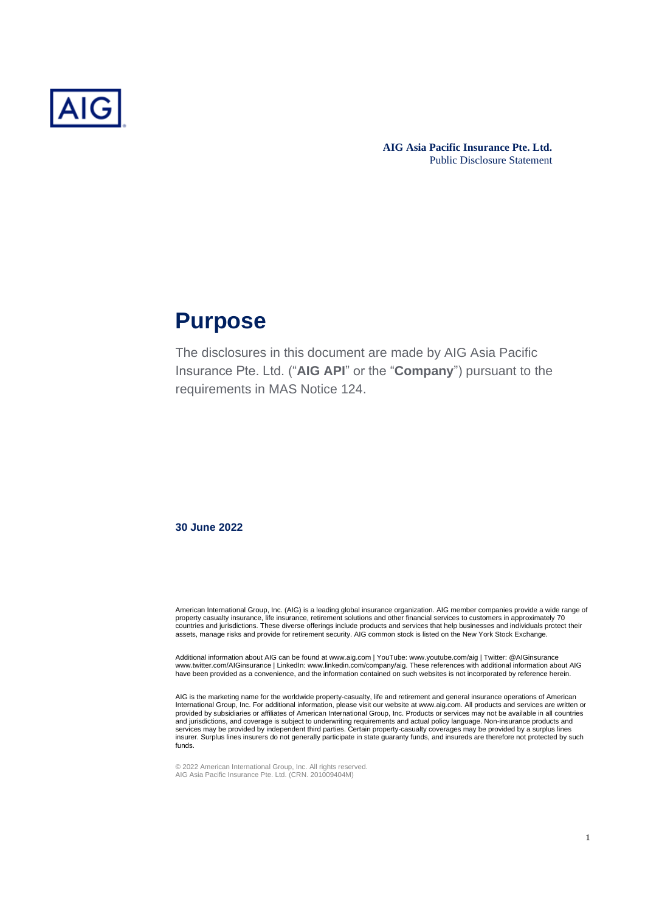**AIG Asia Pacific Insurance Pte. Ltd.**
Public Disclosure Statement

# Purpose

The disclosures in this document are made by AIG Asia Pacific Insurance Pte. Ltd. ("**AIG API**" or the "**Company**") pursuant to the requirements in MAS Notice 124.

**30 June 2022**

American International Group, Inc. (AIG) is a leading global insurance organization. AIG member companies provide a wide range of property casualty insurance, life insurance, retirement solutions and other financial services to customers in approximately 70 countries and jurisdictions. These diverse offerings include products and services that help businesses and individuals protect their assets, manage risks and provide for retirement security. AIG common stock is listed on the New York Stock Exchange.

Additional information about AIG can be found at www.aig.com | YouTube: www.youtube.com/aig | Twitter: @AIGinsurance www.twitter.com/AIGinsurance | LinkedIn: www.linkedin.com/company/aig. These references with additional information about AIG have been provided as a convenience, and the information contained on such websites is not incorporated by reference herein.

AIG is the marketing name for the worldwide property-casualty, life and retirement and general insurance operations of American International Group, Inc. For additional information, please visit our website at www.aig.com. All products and services are written or provided by subsidiaries or affiliates of American International Group, Inc. Products or services may not be available in all countries and jurisdictions, and coverage is subject to underwriting requirements and actual policy language. Non-insurance products and services may be provided by independent third parties. Certain property-casualty coverages may be provided by a surplus lines insurer. Surplus lines insurers do not generally participate in state guaranty funds, and insureds are therefore not protected by such funds.

© 2022 American International Group, Inc. All rights reserved.
AIG Asia Pacific Insurance Pte. Ltd. (CRN. 201009404M)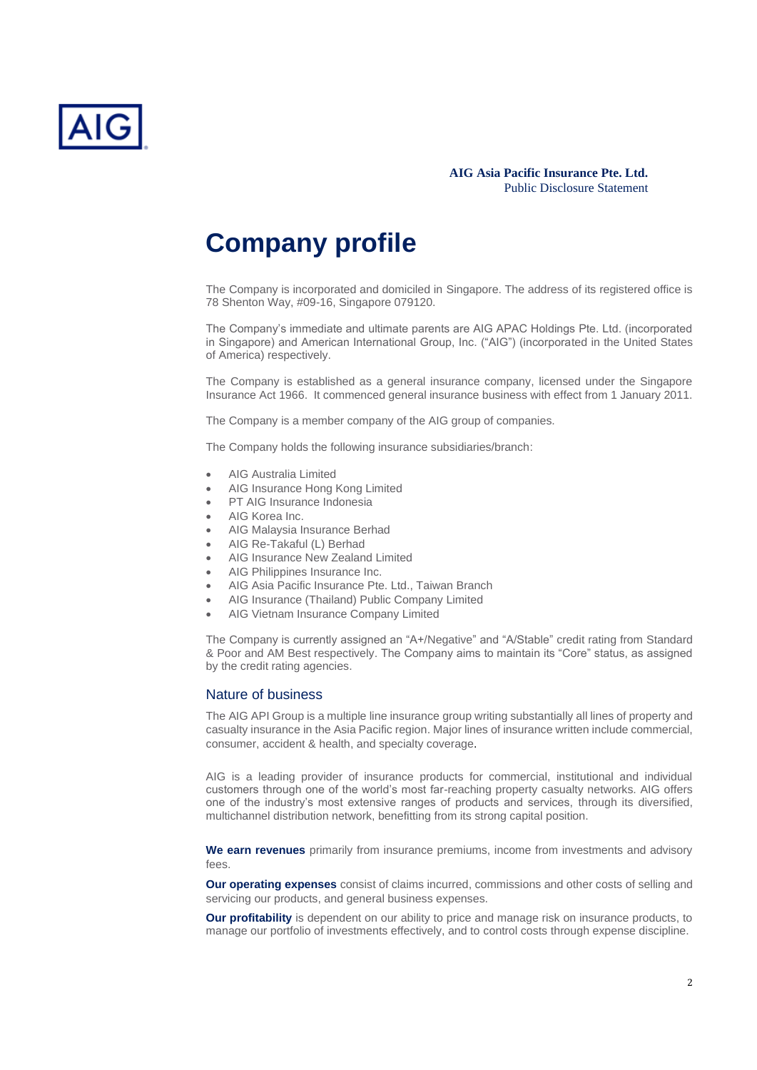# Company profile

The Company is incorporated and domiciled in Singapore. The address of its registered office is 78 Shenton Way, #09-16, Singapore 079120.

The Company's immediate and ultimate parents are AIG APAC Holdings Pte. Ltd. (incorporated in Singapore) and American International Group, Inc. ("AIG") (incorporated in the United States of America) respectively.

The Company is established as a general insurance company, licensed under the Singapore Insurance Act 1966. It commenced general insurance business with effect from 1 January 2011.

The Company is a member company of the AIG group of companies.

The Company holds the following insurance subsidiaries/branch:

- AIG Australia Limited
- AIG Insurance Hong Kong Limited
- PT AIG Insurance Indonesia
- AIG Korea Inc.
- AIG Malaysia Insurance Berhad
- AIG Re-Takaful (L) Berhad
- AIG Insurance New Zealand Limited
- AIG Philippines Insurance Inc.
- AIG Asia Pacific Insurance Pte. Ltd., Taiwan Branch
- AIG Insurance (Thailand) Public Company Limited
- AIG Vietnam Insurance Company Limited

The Company is currently assigned an "A+/Negative" and "A/Stable" credit rating from Standard & Poor and AM Best respectively. The Company aims to maintain its "Core" status, as assigned by the credit rating agencies.

## Nature of business

The AIG API Group is a multiple line insurance group writing substantially all lines of property and casualty insurance in the Asia Pacific region. Major lines of insurance written include commercial, consumer, accident & health, and specialty coverage.

AIG is a leading provider of insurance products for commercial, institutional and individual customers through one of the world's most far-reaching property casualty networks. AIG offers one of the industry's most extensive ranges of products and services, through its diversified, multichannel distribution network, benefitting from its strong capital position.

**We earn revenues** primarily from insurance premiums, income from investments and advisory fees.

**Our operating expenses** consist of claims incurred, commissions and other costs of selling and servicing our products, and general business expenses.

**Our profitability** is dependent on our ability to price and manage risk on insurance products, to manage our portfolio of investments effectively, and to control costs through expense discipline.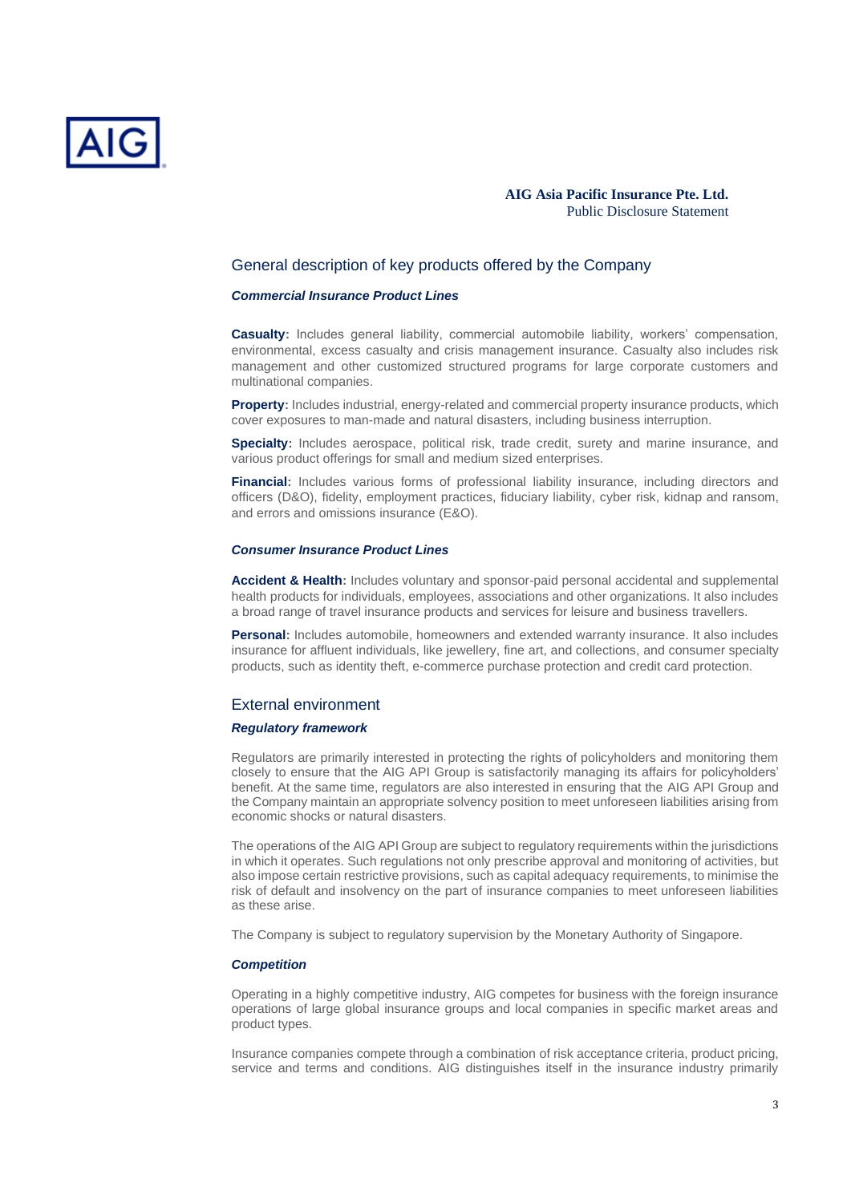## General description of key products offered by the Company

### *Commercial Insurance Product Lines*

**Casualty:** Includes general liability, commercial automobile liability, workers' compensation, environmental, excess casualty and crisis management insurance. Casualty also includes risk management and other customized structured programs for large corporate customers and multinational companies.

**Property:** Includes industrial, energy-related and commercial property insurance products, which cover exposures to man-made and natural disasters, including business interruption.

**Specialty:** Includes aerospace, political risk, trade credit, surety and marine insurance, and various product offerings for small and medium sized enterprises.

**Financial:** Includes various forms of professional liability insurance, including directors and officers (D&O), fidelity, employment practices, fiduciary liability, cyber risk, kidnap and ransom, and errors and omissions insurance (E&O).

### *Consumer Insurance Product Lines*

**Accident & Health:** Includes voluntary and sponsor-paid personal accidental and supplemental health products for individuals, employees, associations and other organizations. It also includes a broad range of travel insurance products and services for leisure and business travellers.

**Personal:** Includes automobile, homeowners and extended warranty insurance. It also includes insurance for affluent individuals, like jewellery, fine art, and collections, and consumer specialty products, such as identity theft, e-commerce purchase protection and credit card protection.

## External environment

### *Regulatory framework*

Regulators are primarily interested in protecting the rights of policyholders and monitoring them closely to ensure that the AIG API Group is satisfactorily managing its affairs for policyholders' benefit. At the same time, regulators are also interested in ensuring that the AIG API Group and the Company maintain an appropriate solvency position to meet unforeseen liabilities arising from economic shocks or natural disasters.

The operations of the AIG API Group are subject to regulatory requirements within the jurisdictions in which it operates. Such regulations not only prescribe approval and monitoring of activities, but also impose certain restrictive provisions, such as capital adequacy requirements, to minimise the risk of default and insolvency on the part of insurance companies to meet unforeseen liabilities as these arise.

The Company is subject to regulatory supervision by the Monetary Authority of Singapore.

### *Competition*

Operating in a highly competitive industry, AIG competes for business with the foreign insurance operations of large global insurance groups and local companies in specific market areas and product types.

Insurance companies compete through a combination of risk acceptance criteria, product pricing, service and terms and conditions. AIG distinguishes itself in the insurance industry primarily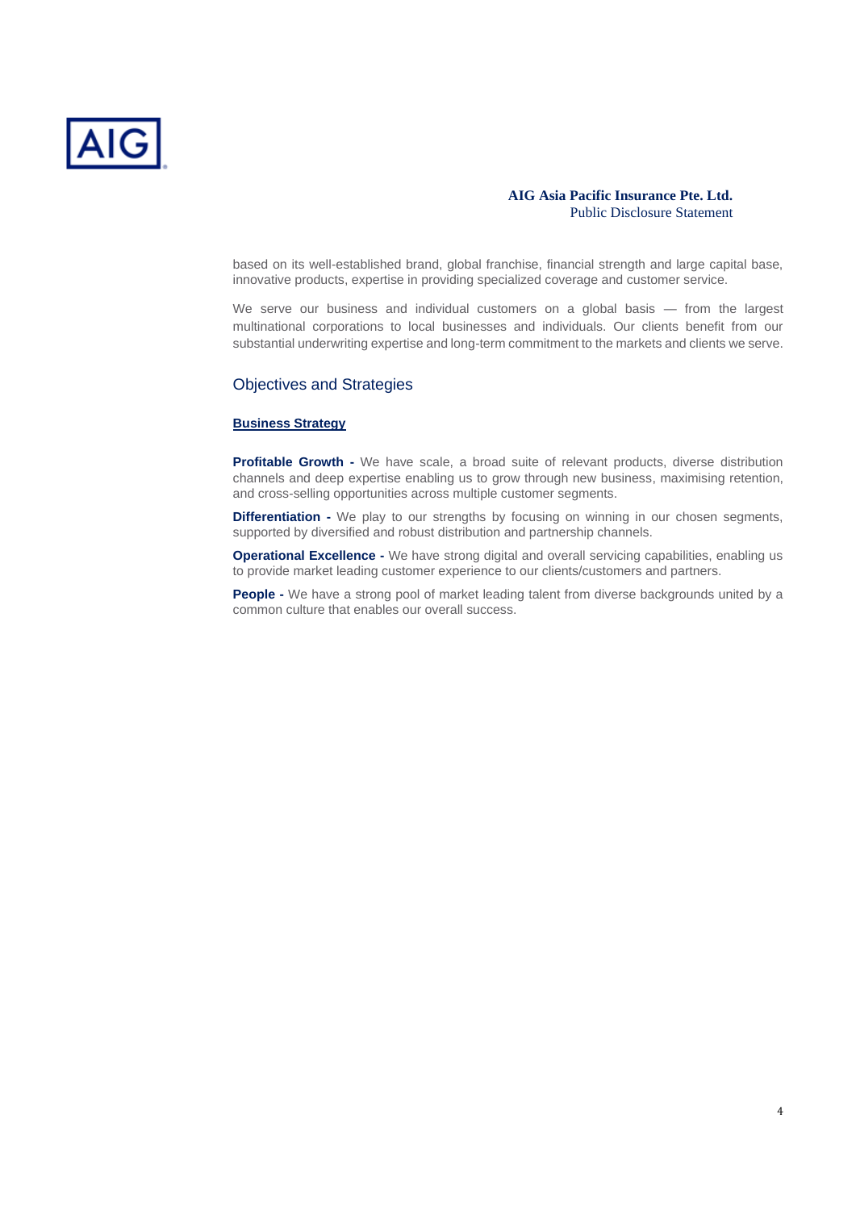based on its well-established brand, global franchise, financial strength and large capital base, innovative products, expertise in providing specialized coverage and customer service.

We serve our business and individual customers on a global basis — from the largest multinational corporations to local businesses and individuals. Our clients benefit from our substantial underwriting expertise and long-term commitment to the markets and clients we serve.

## Objectives and Strategies

### Business Strategy

**Profitable Growth -** We have scale, a broad suite of relevant products, diverse distribution channels and deep expertise enabling us to grow through new business, maximising retention, and cross-selling opportunities across multiple customer segments.

**Differentiation -** We play to our strengths by focusing on winning in our chosen segments, supported by diversified and robust distribution and partnership channels.

**Operational Excellence -** We have strong digital and overall servicing capabilities, enabling us to provide market leading customer experience to our clients/customers and partners.

**People -** We have a strong pool of market leading talent from diverse backgrounds united by a common culture that enables our overall success.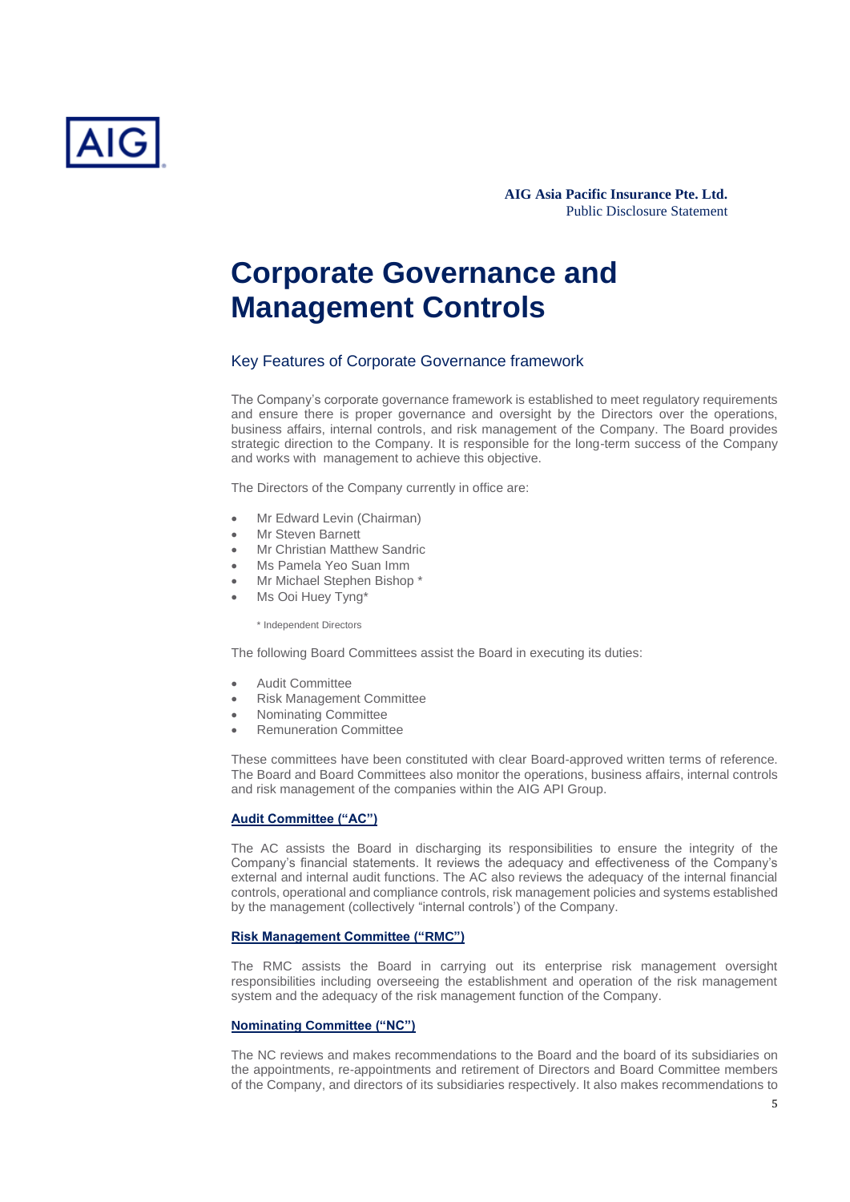# Corporate Governance and Management Controls

## Key Features of Corporate Governance framework

The Company's corporate governance framework is established to meet regulatory requirements and ensure there is proper governance and oversight by the Directors over the operations, business affairs, internal controls, and risk management of the Company. The Board provides strategic direction to the Company. It is responsible for the long-term success of the Company and works with management to achieve this objective.

The Directors of the Company currently in office are:

- Mr Edward Levin (Chairman)
- Mr Steven Barnett
- Mr Christian Matthew Sandric
- Ms Pamela Yeo Suan Imm
- Mr Michael Stephen Bishop *
- Ms Ooi Huey Tyng*

\* Independent Directors

The following Board Committees assist the Board in executing its duties:

- Audit Committee
- Risk Management Committee
- Nominating Committee
- Remuneration Committee

These committees have been constituted with clear Board-approved written terms of reference. The Board and Board Committees also monitor the operations, business affairs, internal controls and risk management of the companies within the AIG API Group.

**Audit Committee ("AC")**

The AC assists the Board in discharging its responsibilities to ensure the integrity of the Company's financial statements. It reviews the adequacy and effectiveness of the Company's external and internal audit functions. The AC also reviews the adequacy of the internal financial controls, operational and compliance controls, risk management policies and systems established by the management (collectively "internal controls') of the Company.

**Risk Management Committee ("RMC")**

The RMC assists the Board in carrying out its enterprise risk management oversight responsibilities including overseeing the establishment and operation of the risk management system and the adequacy of the risk management function of the Company.

**Nominating Committee ("NC")**

The NC reviews and makes recommendations to the Board and the board of its subsidiaries on the appointments, re-appointments and retirement of Directors and Board Committee members of the Company, and directors of its subsidiaries respectively. It also makes recommendations to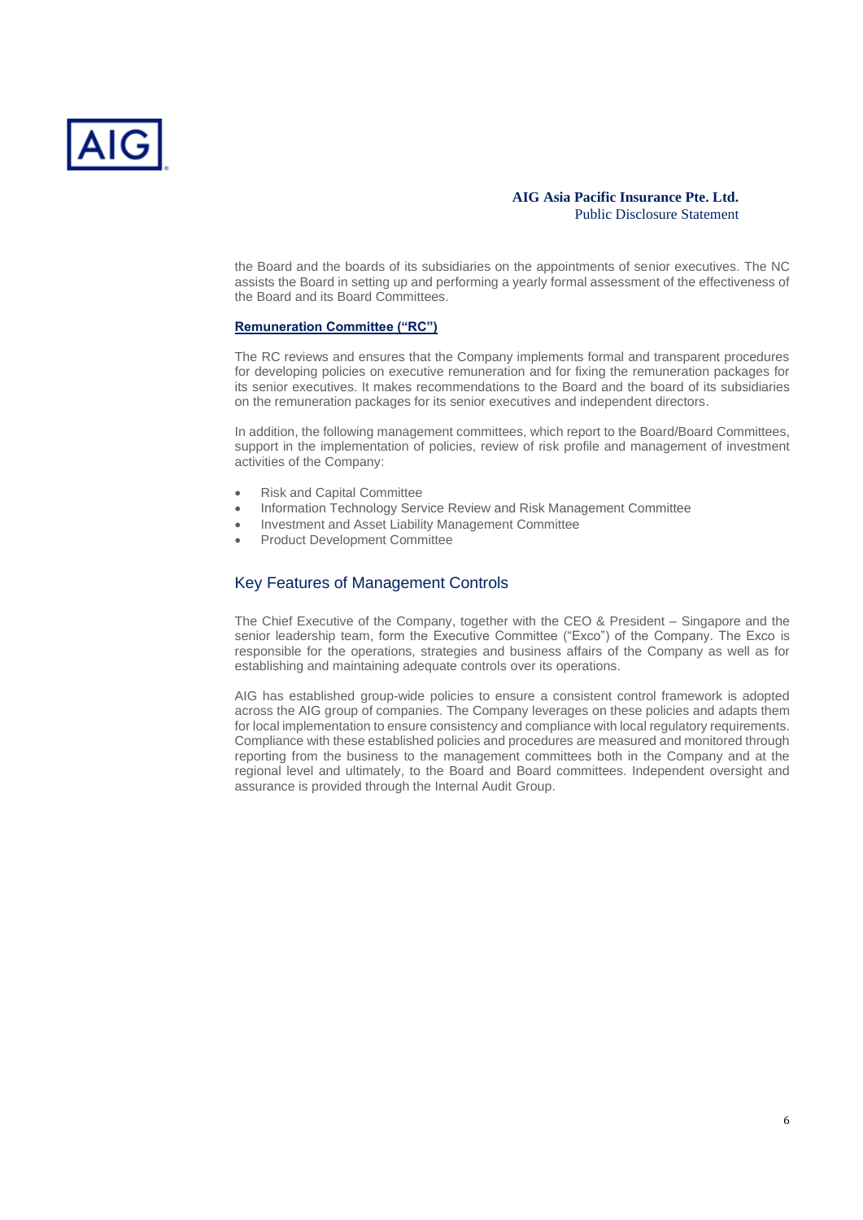the Board and the boards of its subsidiaries on the appointments of senior executives. The NC assists the Board in setting up and performing a yearly formal assessment of the effectiveness of the Board and its Board Committees.

**Remuneration Committee ("RC")**

The RC reviews and ensures that the Company implements formal and transparent procedures for developing policies on executive remuneration and for fixing the remuneration packages for its senior executives. It makes recommendations to the Board and the board of its subsidiaries on the remuneration packages for its senior executives and independent directors.

In addition, the following management committees, which report to the Board/Board Committees, support in the implementation of policies, review of risk profile and management of investment activities of the Company:

- Risk and Capital Committee
- Information Technology Service Review and Risk Management Committee
- Investment and Asset Liability Management Committee
- Product Development Committee

## Key Features of Management Controls

The Chief Executive of the Company, together with the CEO & President – Singapore and the senior leadership team, form the Executive Committee ("Exco") of the Company. The Exco is responsible for the operations, strategies and business affairs of the Company as well as for establishing and maintaining adequate controls over its operations.

AIG has established group-wide policies to ensure a consistent control framework is adopted across the AIG group of companies. The Company leverages on these policies and adapts them for local implementation to ensure consistency and compliance with local regulatory requirements. Compliance with these established policies and procedures are measured and monitored through reporting from the business to the management committees both in the Company and at the regional level and ultimately, to the Board and Board committees. Independent oversight and assurance is provided through the Internal Audit Group.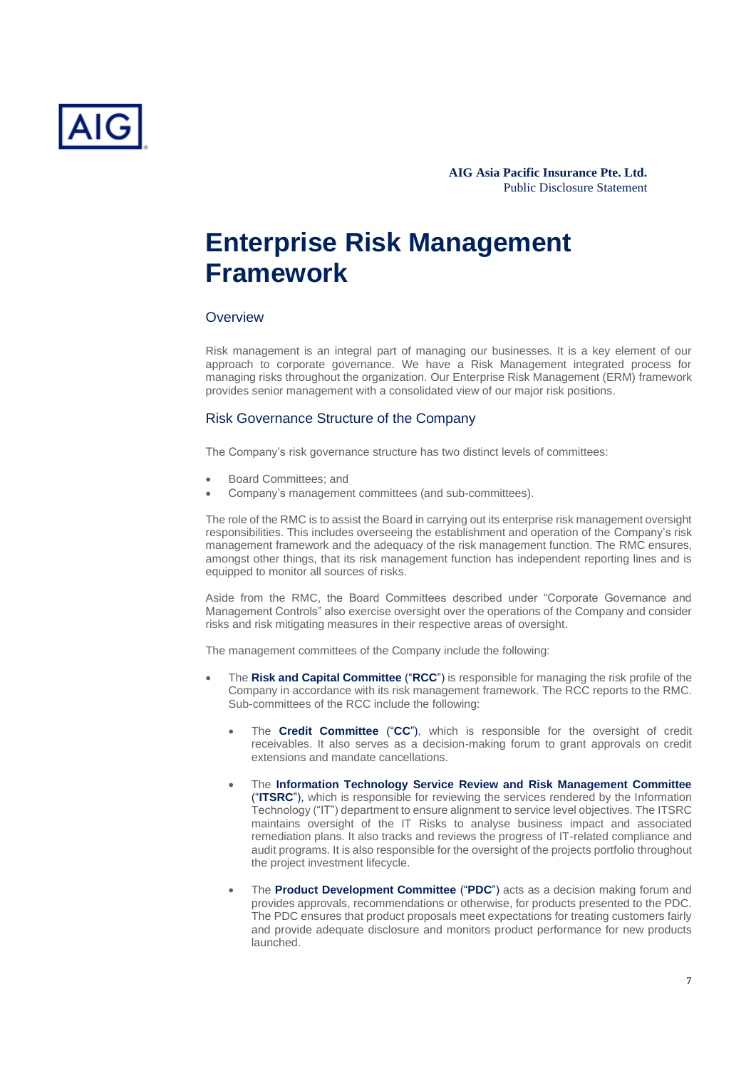# Enterprise Risk Management Framework

## Overview

Risk management is an integral part of managing our businesses. It is a key element of our approach to corporate governance. We have a Risk Management integrated process for managing risks throughout the organization. Our Enterprise Risk Management (ERM) framework provides senior management with a consolidated view of our major risk positions.

## Risk Governance Structure of the Company

The Company's risk governance structure has two distinct levels of committees:

- Board Committees; and
- Company's management committees (and sub-committees).

The role of the RMC is to assist the Board in carrying out its enterprise risk management oversight responsibilities. This includes overseeing the establishment and operation of the Company's risk management framework and the adequacy of the risk management function. The RMC ensures, amongst other things, that its risk management function has independent reporting lines and is equipped to monitor all sources of risks.

Aside from the RMC, the Board Committees described under "Corporate Governance and Management Controls" also exercise oversight over the operations of the Company and consider risks and risk mitigating measures in their respective areas of oversight.

The management committees of the Company include the following:

- The **Risk and Capital Committee** ("**RCC**") is responsible for managing the risk profile of the Company in accordance with its risk management framework. The RCC reports to the RMC. Sub-committees of the RCC include the following:
  - The **Credit Committee** ("**CC**"), which is responsible for the oversight of credit receivables. It also serves as a decision-making forum to grant approvals on credit extensions and mandate cancellations.
  - The **Information Technology Service Review and Risk Management Committee** ("**ITSRC**"), which is responsible for reviewing the services rendered by the Information Technology ("IT") department to ensure alignment to service level objectives. The ITSRC maintains oversight of the IT Risks to analyse business impact and associated remediation plans. It also tracks and reviews the progress of IT-related compliance and audit programs. It is also responsible for the oversight of the projects portfolio throughout the project investment lifecycle.
  - The **Product Development Committee** ("**PDC**") acts as a decision making forum and provides approvals, recommendations or otherwise, for products presented to the PDC. The PDC ensures that product proposals meet expectations for treating customers fairly and provide adequate disclosure and monitors product performance for new products launched.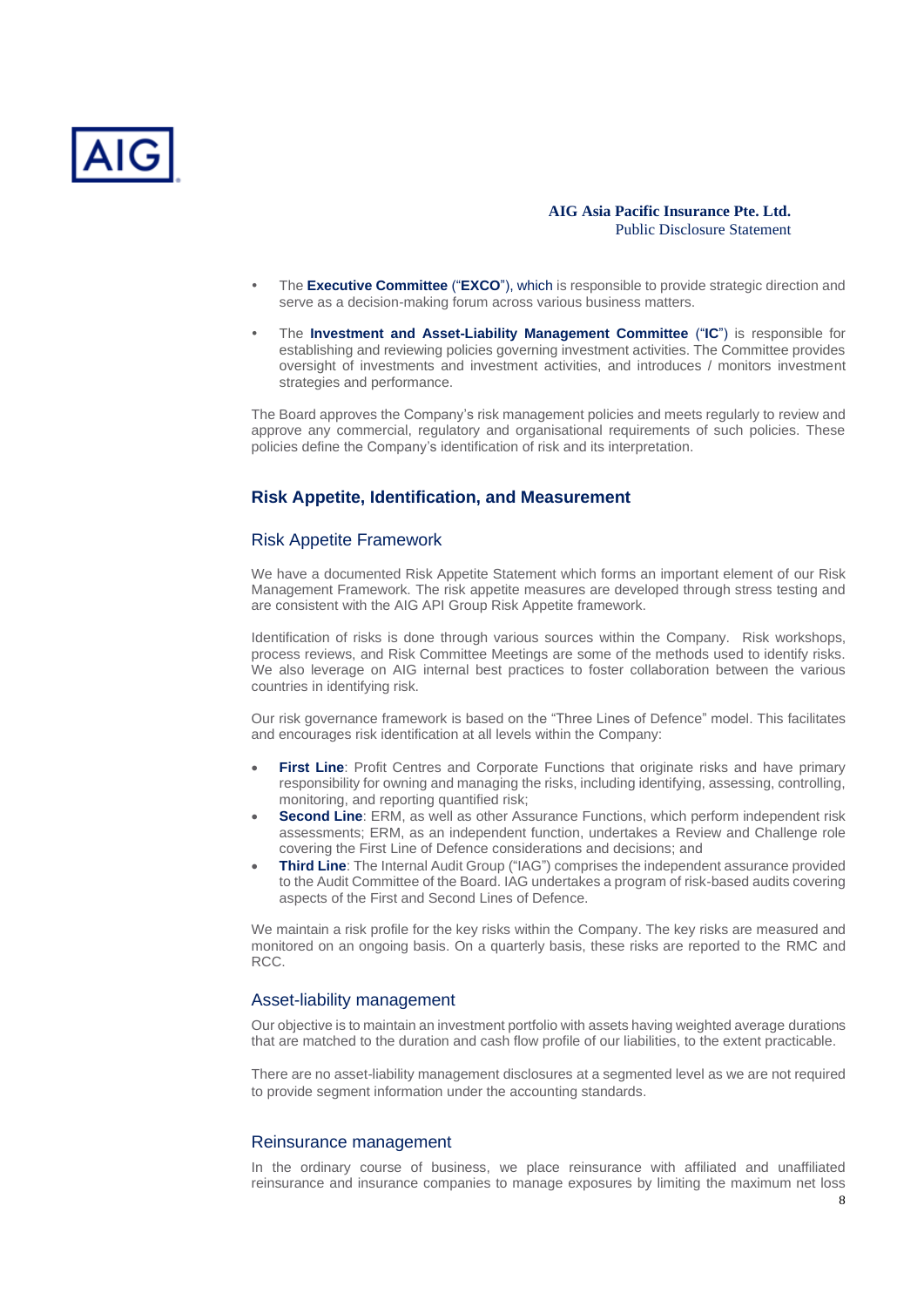- The **Executive Committee** ("**EXCO**"), which is responsible to provide strategic direction and serve as a decision-making forum across various business matters.
- The **Investment and Asset-Liability Management Committee** ("**IC**") is responsible for establishing and reviewing policies governing investment activities. The Committee provides oversight of investments and investment activities, and introduces / monitors investment strategies and performance.

The Board approves the Company's risk management policies and meets regularly to review and approve any commercial, regulatory and organisational requirements of such policies. These policies define the Company's identification of risk and its interpretation.

## Risk Appetite, Identification, and Measurement

### Risk Appetite Framework

We have a documented Risk Appetite Statement which forms an important element of our Risk Management Framework. The risk appetite measures are developed through stress testing and are consistent with the AIG API Group Risk Appetite framework.

Identification of risks is done through various sources within the Company. Risk workshops, process reviews, and Risk Committee Meetings are some of the methods used to identify risks. We also leverage on AIG internal best practices to foster collaboration between the various countries in identifying risk.

Our risk governance framework is based on the "Three Lines of Defence" model. This facilitates and encourages risk identification at all levels within the Company:

- **First Line**: Profit Centres and Corporate Functions that originate risks and have primary responsibility for owning and managing the risks, including identifying, assessing, controlling, monitoring, and reporting quantified risk;
- **Second Line**: ERM, as well as other Assurance Functions, which perform independent risk assessments; ERM, as an independent function, undertakes a Review and Challenge role covering the First Line of Defence considerations and decisions; and
- **Third Line**: The Internal Audit Group ("IAG") comprises the independent assurance provided to the Audit Committee of the Board. IAG undertakes a program of risk-based audits covering aspects of the First and Second Lines of Defence.

We maintain a risk profile for the key risks within the Company. The key risks are measured and monitored on an ongoing basis. On a quarterly basis, these risks are reported to the RMC and RCC.

### Asset-liability management

Our objective is to maintain an investment portfolio with assets having weighted average durations that are matched to the duration and cash flow profile of our liabilities, to the extent practicable.

There are no asset-liability management disclosures at a segmented level as we are not required to provide segment information under the accounting standards.

### Reinsurance management

In the ordinary course of business, we place reinsurance with affiliated and unaffiliated reinsurance and insurance companies to manage exposures by limiting the maximum net loss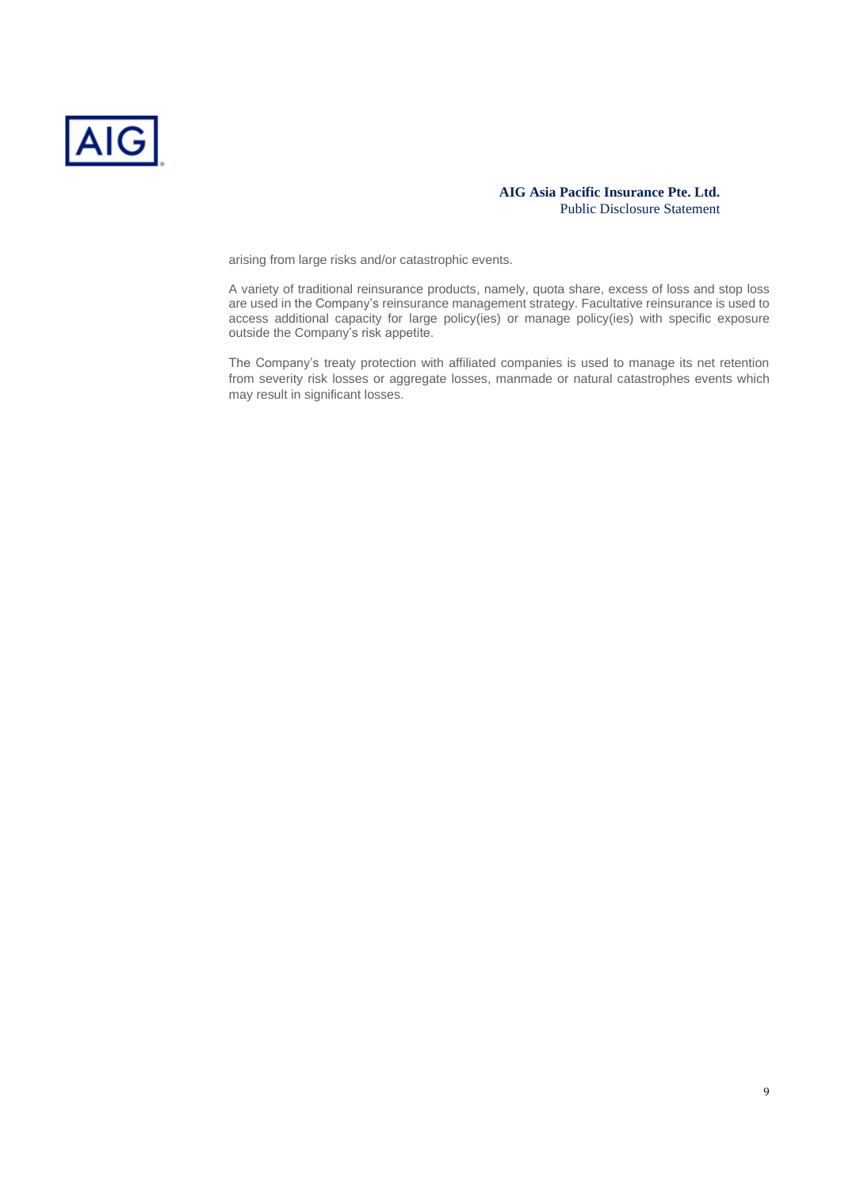arising from large risks and/or catastrophic events.

A variety of traditional reinsurance products, namely, quota share, excess of loss and stop loss are used in the Company's reinsurance management strategy. Facultative reinsurance is used to access additional capacity for large policy(ies) or manage policy(ies) with specific exposure outside the Company's risk appetite.

The Company's treaty protection with affiliated companies is used to manage its net retention from severity risk losses or aggregate losses, manmade or natural catastrophes events which may result in significant losses.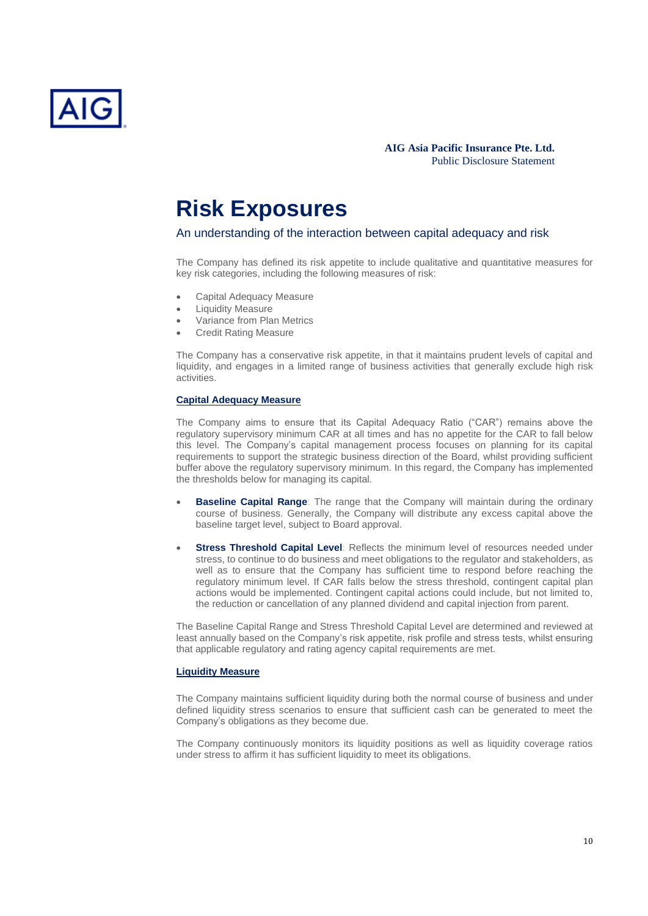# Risk Exposures

## An understanding of the interaction between capital adequacy and risk

The Company has defined its risk appetite to include qualitative and quantitative measures for key risk categories, including the following measures of risk:

- Capital Adequacy Measure
- Liquidity Measure
- Variance from Plan Metrics
- Credit Rating Measure

The Company has a conservative risk appetite, in that it maintains prudent levels of capital and liquidity, and engages in a limited range of business activities that generally exclude high risk activities.

### Capital Adequacy Measure

The Company aims to ensure that its Capital Adequacy Ratio ("CAR") remains above the regulatory supervisory minimum CAR at all times and has no appetite for the CAR to fall below this level. The Company's capital management process focuses on planning for its capital requirements to support the strategic business direction of the Board, whilst providing sufficient buffer above the regulatory supervisory minimum. In this regard, the Company has implemented the thresholds below for managing its capital.

- **Baseline Capital Range**: The range that the Company will maintain during the ordinary course of business. Generally, the Company will distribute any excess capital above the baseline target level, subject to Board approval.

- **Stress Threshold Capital Level**: Reflects the minimum level of resources needed under stress, to continue to do business and meet obligations to the regulator and stakeholders, as well as to ensure that the Company has sufficient time to respond before reaching the regulatory minimum level. If CAR falls below the stress threshold, contingent capital plan actions would be implemented. Contingent capital actions could include, but not limited to, the reduction or cancellation of any planned dividend and capital injection from parent.

The Baseline Capital Range and Stress Threshold Capital Level are determined and reviewed at least annually based on the Company's risk appetite, risk profile and stress tests, whilst ensuring that applicable regulatory and rating agency capital requirements are met.

### Liquidity Measure

The Company maintains sufficient liquidity during both the normal course of business and under defined liquidity stress scenarios to ensure that sufficient cash can be generated to meet the Company's obligations as they become due.

The Company continuously monitors its liquidity positions as well as liquidity coverage ratios under stress to affirm it has sufficient liquidity to meet its obligations.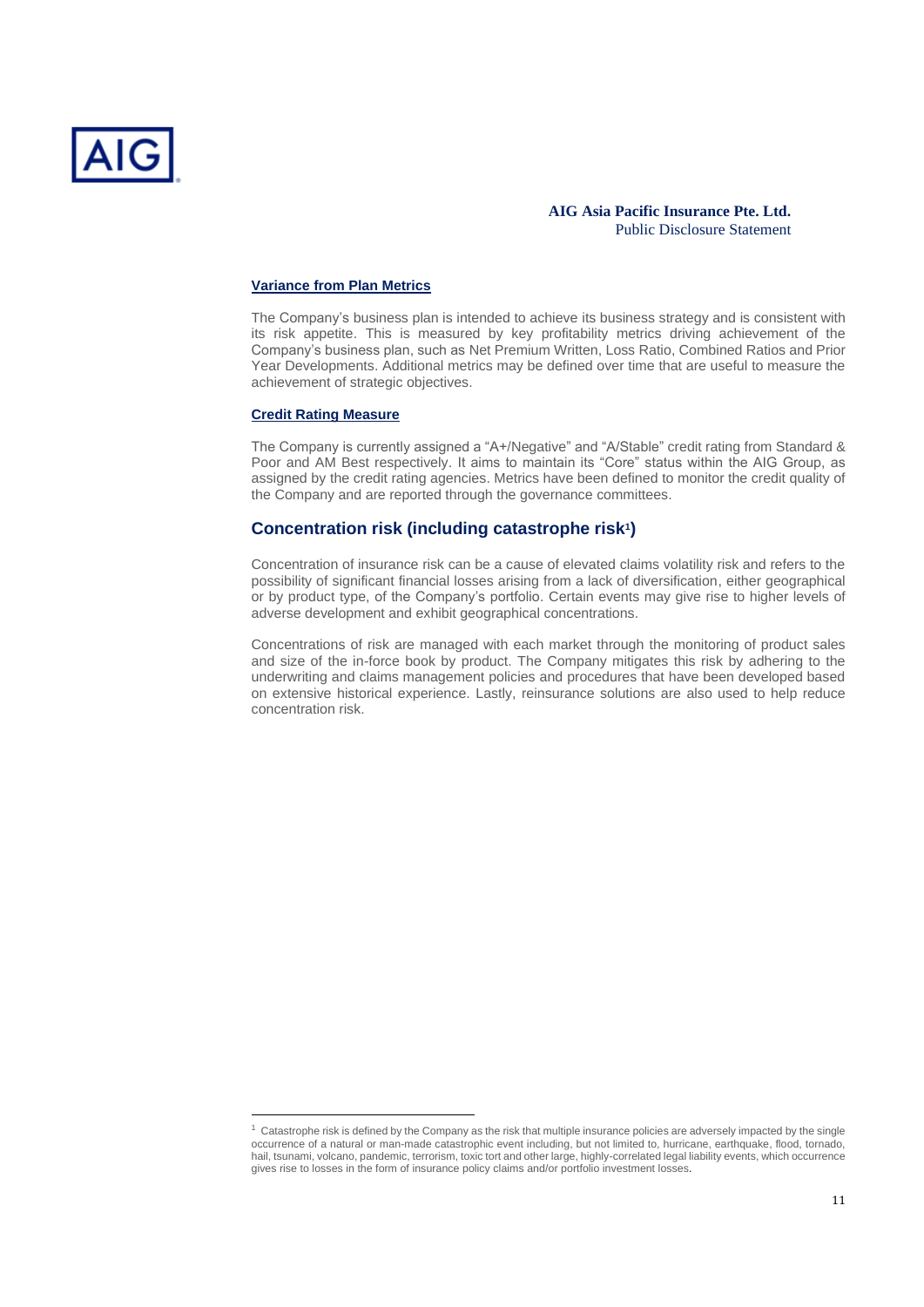#### Variance from Plan Metrics

The Company's business plan is intended to achieve its business strategy and is consistent with its risk appetite. This is measured by key profitability metrics driving achievement of the Company's business plan, such as Net Premium Written, Loss Ratio, Combined Ratios and Prior Year Developments. Additional metrics may be defined over time that are useful to measure the achievement of strategic objectives.

#### Credit Rating Measure

The Company is currently assigned a "A+/Negative" and "A/Stable" credit rating from Standard & Poor and AM Best respectively. It aims to maintain its "Core" status within the AIG Group, as assigned by the credit rating agencies. Metrics have been defined to monitor the credit quality of the Company and are reported through the governance committees.

## Concentration risk (including catastrophe risk[1])

Concentration of insurance risk can be a cause of elevated claims volatility risk and refers to the possibility of significant financial losses arising from a lack of diversification, either geographical or by product type, of the Company's portfolio. Certain events may give rise to higher levels of adverse development and exhibit geographical concentrations.

Concentrations of risk are managed with each market through the monitoring of product sales and size of the in-force book by product. The Company mitigates this risk by adhering to the underwriting and claims management policies and procedures that have been developed based on extensive historical experience. Lastly, reinsurance solutions are also used to help reduce concentration risk.

---

[1] Catastrophe risk is defined by the Company as the risk that multiple insurance policies are adversely impacted by the single occurrence of a natural or man-made catastrophic event including, but not limited to, hurricane, earthquake, flood, tornado, hail, tsunami, volcano, pandemic, terrorism, toxic tort and other large, highly-correlated legal liability events, which occurrence gives rise to losses in the form of insurance policy claims and/or portfolio investment losses.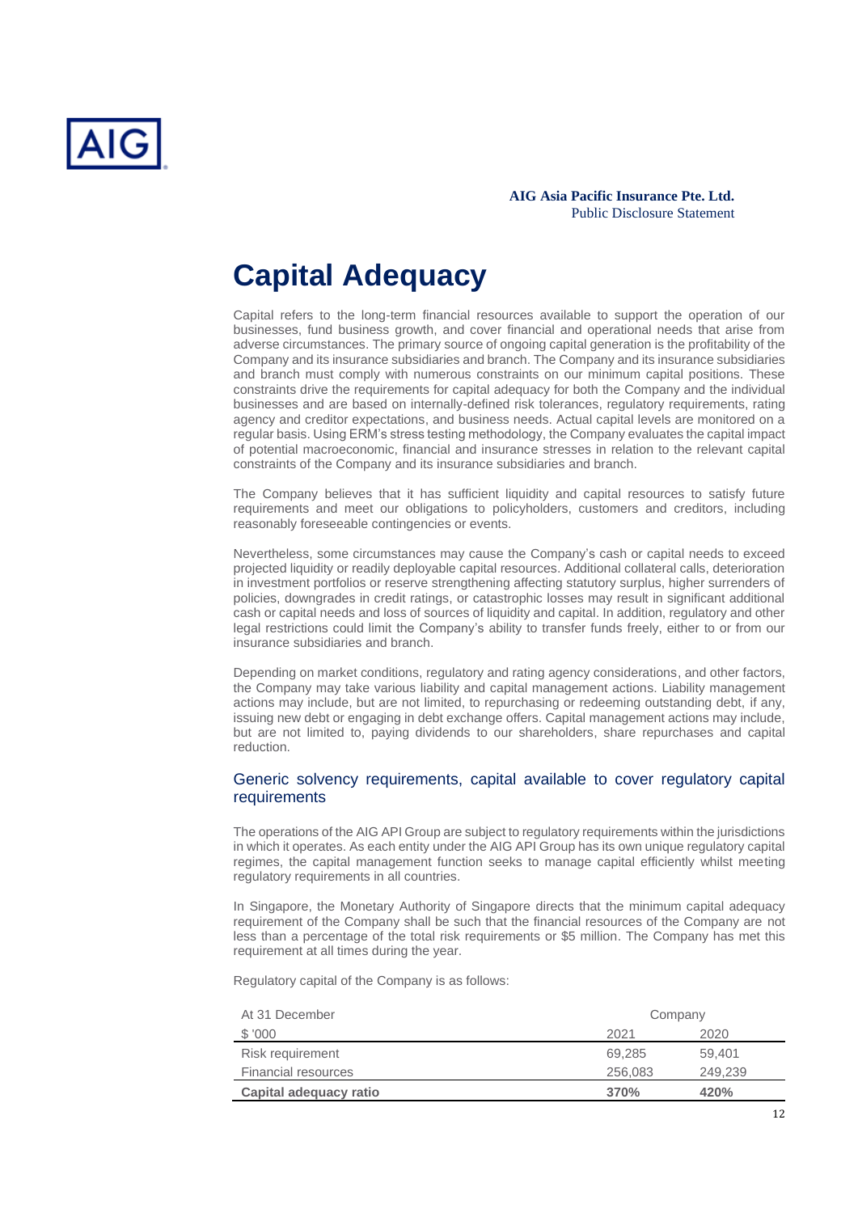# Capital Adequacy

Capital refers to the long-term financial resources available to support the operation of our businesses, fund business growth, and cover financial and operational needs that arise from adverse circumstances. The primary source of ongoing capital generation is the profitability of the Company and its insurance subsidiaries and branch. The Company and its insurance subsidiaries and branch must comply with numerous constraints on our minimum capital positions. These constraints drive the requirements for capital adequacy for both the Company and the individual businesses and are based on internally-defined risk tolerances, regulatory requirements, rating agency and creditor expectations, and business needs. Actual capital levels are monitored on a regular basis. Using ERM's stress testing methodology, the Company evaluates the capital impact of potential macroeconomic, financial and insurance stresses in relation to the relevant capital constraints of the Company and its insurance subsidiaries and branch.

The Company believes that it has sufficient liquidity and capital resources to satisfy future requirements and meet our obligations to policyholders, customers and creditors, including reasonably foreseeable contingencies or events.

Nevertheless, some circumstances may cause the Company's cash or capital needs to exceed projected liquidity or readily deployable capital resources. Additional collateral calls, deterioration in investment portfolios or reserve strengthening affecting statutory surplus, higher surrenders of policies, downgrades in credit ratings, or catastrophic losses may result in significant additional cash or capital needs and loss of sources of liquidity and capital. In addition, regulatory and other legal restrictions could limit the Company's ability to transfer funds freely, either to or from our insurance subsidiaries and branch.

Depending on market conditions, regulatory and rating agency considerations, and other factors, the Company may take various liability and capital management actions. Liability management actions may include, but are not limited, to repurchasing or redeeming outstanding debt, if any, issuing new debt or engaging in debt exchange offers. Capital management actions may include, but are not limited to, paying dividends to our shareholders, share repurchases and capital reduction.

## Generic solvency requirements, capital available to cover regulatory capital requirements

The operations of the AIG API Group are subject to regulatory requirements within the jurisdictions in which it operates. As each entity under the AIG API Group has its own unique regulatory capital regimes, the capital management function seeks to manage capital efficiently whilst meeting regulatory requirements in all countries.

In Singapore, the Monetary Authority of Singapore directs that the minimum capital adequacy requirement of the Company shall be such that the financial resources of the Company are not less than a percentage of the total risk requirements or $5 million. The Company has met this requirement at all times during the year.

Regulatory capital of the Company is as follows:

| At 31 December | Company | |
|---|---|---|
| $ '000 | 2021 | 2020 |
| Risk requirement | 69,285 | 59,401 |
| Financial resources | 256,083 | 249,239 |
| **Capital adequacy ratio** | **370%** | **420%** |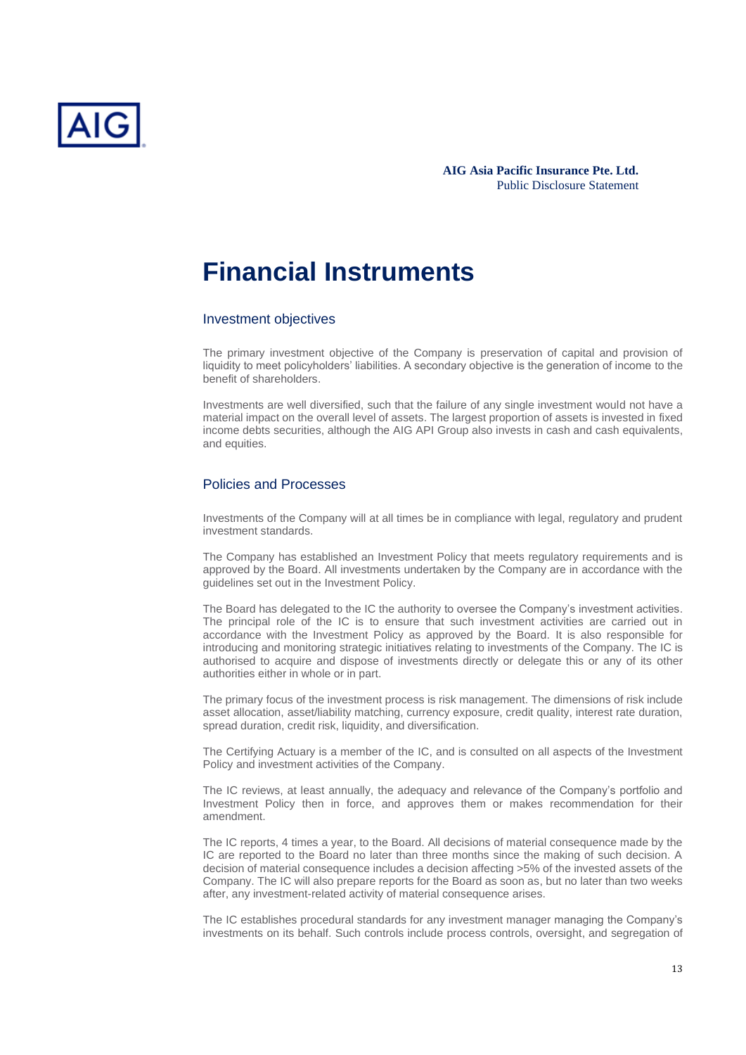# Financial Instruments

## Investment objectives

The primary investment objective of the Company is preservation of capital and provision of liquidity to meet policyholders' liabilities. A secondary objective is the generation of income to the benefit of shareholders.

Investments are well diversified, such that the failure of any single investment would not have a material impact on the overall level of assets. The largest proportion of assets is invested in fixed income debts securities, although the AIG API Group also invests in cash and cash equivalents, and equities.

## Policies and Processes

Investments of the Company will at all times be in compliance with legal, regulatory and prudent investment standards.

The Company has established an Investment Policy that meets regulatory requirements and is approved by the Board. All investments undertaken by the Company are in accordance with the guidelines set out in the Investment Policy.

The Board has delegated to the IC the authority to oversee the Company's investment activities. The principal role of the IC is to ensure that such investment activities are carried out in accordance with the Investment Policy as approved by the Board. It is also responsible for introducing and monitoring strategic initiatives relating to investments of the Company. The IC is authorised to acquire and dispose of investments directly or delegate this or any of its other authorities either in whole or in part.

The primary focus of the investment process is risk management. The dimensions of risk include asset allocation, asset/liability matching, currency exposure, credit quality, interest rate duration, spread duration, credit risk, liquidity, and diversification.

The Certifying Actuary is a member of the IC, and is consulted on all aspects of the Investment Policy and investment activities of the Company.

The IC reviews, at least annually, the adequacy and relevance of the Company's portfolio and Investment Policy then in force, and approves them or makes recommendation for their amendment.

The IC reports, 4 times a year, to the Board. All decisions of material consequence made by the IC are reported to the Board no later than three months since the making of such decision. A decision of material consequence includes a decision affecting >5% of the invested assets of the Company. The IC will also prepare reports for the Board as soon as, but no later than two weeks after, any investment-related activity of material consequence arises.

The IC establishes procedural standards for any investment manager managing the Company's investments on its behalf. Such controls include process controls, oversight, and segregation of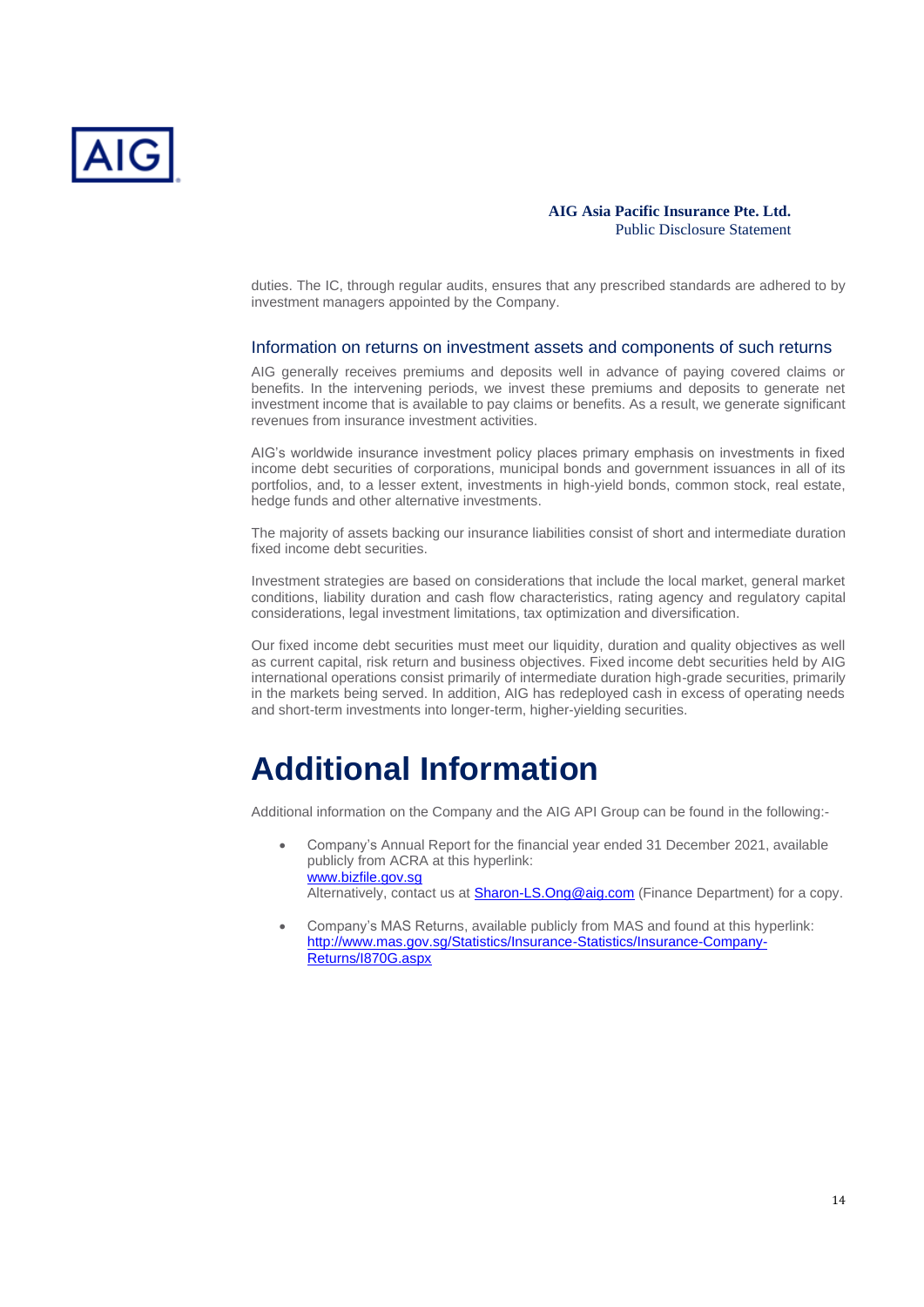duties. The IC, through regular audits, ensures that any prescribed standards are adhered to by investment managers appointed by the Company.

## Information on returns on investment assets and components of such returns

AIG generally receives premiums and deposits well in advance of paying covered claims or benefits. In the intervening periods, we invest these premiums and deposits to generate net investment income that is available to pay claims or benefits. As a result, we generate significant revenues from insurance investment activities.

AIG's worldwide insurance investment policy places primary emphasis on investments in fixed income debt securities of corporations, municipal bonds and government issuances in all of its portfolios, and, to a lesser extent, investments in high-yield bonds, common stock, real estate, hedge funds and other alternative investments.

The majority of assets backing our insurance liabilities consist of short and intermediate duration fixed income debt securities.

Investment strategies are based on considerations that include the local market, general market conditions, liability duration and cash flow characteristics, rating agency and regulatory capital considerations, legal investment limitations, tax optimization and diversification.

Our fixed income debt securities must meet our liquidity, duration and quality objectives as well as current capital, risk return and business objectives. Fixed income debt securities held by AIG international operations consist primarily of intermediate duration high-grade securities, primarily in the markets being served. In addition, AIG has redeployed cash in excess of operating needs and short-term investments into longer-term, higher-yielding securities.

# Additional Information

Additional information on the Company and the AIG API Group can be found in the following:-

- Company's Annual Report for the financial year ended 31 December 2021, available publicly from ACRA at this hyperlink:
  www.bizfile.gov.sg
  Alternatively, contact us at Sharon-LS.Ong@aig.com (Finance Department) for a copy.

- Company's MAS Returns, available publicly from MAS and found at this hyperlink:
  http://www.mas.gov.sg/Statistics/Insurance-Statistics/Insurance-Company-Returns/I870G.aspx